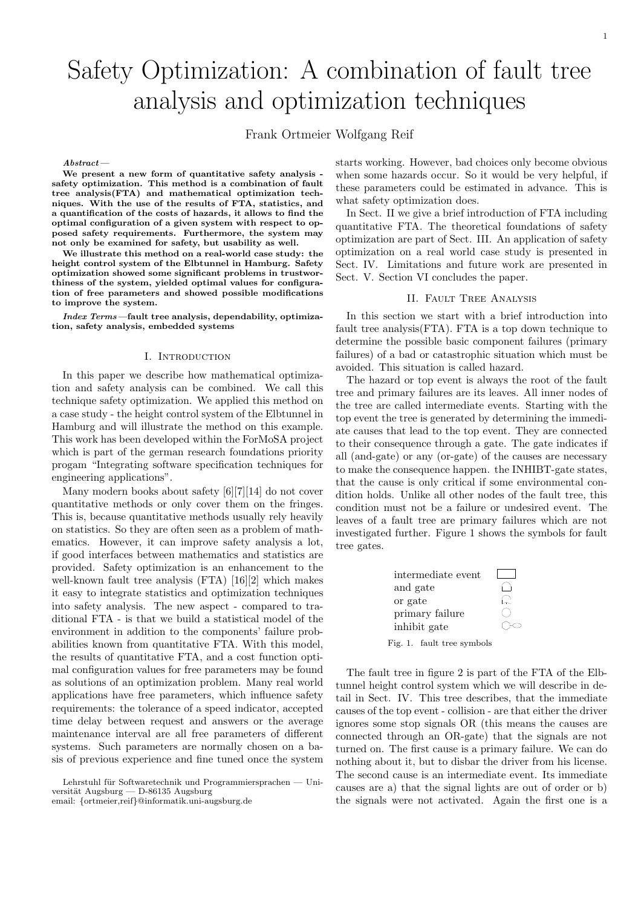# Safety Optimization: A combination of fault tree analysis and optimization techniques

Frank Ortmeier Wolfgang Reif

***Abstract*— We present a new form of quantitative safety analysis - safety optimization. This method is a combination of fault tree analysis(FTA) and mathematical optimization techniques. With the use of the results of FTA, statistics, and a quantification of the costs of hazards, it allows to find the optimal configuration of a given system with respect to opposed safety requirements. Furthermore, the system may not only be examined for safety, but usability as well.**

**We illustrate this method on a real-world case study: the height control system of the Elbtunnel in Hamburg. Safety optimization showed some significant problems in trustworthiness of the system, yielded optimal values for configuration of free parameters and showed possible modifications to improve the system.**

***Index Terms*—fault tree analysis, dependability, optimization, safety analysis, embedded systems**

## I. Introduction

In this paper we describe how mathematical optimization and safety analysis can be combined. We call this technique safety optimization. We applied this method on a case study - the height control system of the Elbtunnel in Hamburg and will illustrate the method on this example. This work has been developed within the ForMoSA project which is part of the german research foundations priority progam "Integrating software specification techniques for engineering applications".

Many modern books about safety [6][7][14] do not cover quantitative methods or only cover them on the fringes. This is, because quantitative methods usually rely heavily on statistics. So they are often seen as a problem of mathematics. However, it can improve safety analysis a lot, if good interfaces between mathematics and statistics are provided. Safety optimization is an enhancement to the well-known fault tree analysis (FTA) [16][2] which makes it easy to integrate statistics and optimization techniques into safety analysis. The new aspect - compared to traditional FTA - is that we build a statistical model of the environment in addition to the components' failure probabilities known from quantitative FTA. With this model, the results of quantitative FTA, and a cost function optimal configuration values for free parameters may be found as solutions of an optimization problem. Many real world applications have free parameters, which influence safety requirements: the tolerance of a speed indicator, accepted time delay between request and answers or the average maintenance interval are all free parameters of different systems. Such parameters are normally chosen on a basis of previous experience and fine tuned once the system starts working. However, bad choices only become obvious when some hazards occur. So it would be very helpful, if these parameters could be estimated in advance. This is what safety optimization does.

In Sect. II we give a brief introduction of FTA including quantitative FTA. The theoretical foundations of safety optimization are part of Sect. III. An application of safety optimization on a real world case study is presented in Sect. IV. Limitations and future work are presented in Sect. V. Section VI concludes the paper.

Lehrstuhl für Softwaretechnik und Programmiersprachen — Universität Augsburg — D-86135 Augsburg
email: {ortmeier,reif}@informatik.uni-augsburg.de

## II. Fault Tree Analysis

In this section we start with a brief introduction into fault tree analysis(FTA). FTA is a top down technique to determine the possible basic component failures (primary failures) of a bad or catastrophic situation which must be avoided. This situation is called hazard.

The hazard or top event is always the root of the fault tree and primary failures are its leaves. All inner nodes of the tree are called intermediate events. Starting with the top event the tree is generated by determining the immediate causes that lead to the top event. They are connected to their consequence through a gate. The gate indicates if all (and-gate) or any (or-gate) of the causes are necessary to make the consequence happen. the INHIBT-gate states, that the cause is only critical if some environmental condition holds. Unlike all other nodes of the fault tree, this condition must not be a failure or undesired event. The leaves of a fault tree are primary failures which are not investigated further. Figure 1 shows the symbols for fault tree gates.

| | |
|---|---|
| intermediate event | ▭ |
| and gate | ⌂ |
| or gate | ◠ |
| primary failure | ○ |
| inhibit gate | ⬡○ |

Fig. 1. fault tree symbols

The fault tree in figure 2 is part of the FTA of the Elbtunnel height control system which we will describe in detail in Sect. IV. This tree describes, that the immediate causes of the top event - collision - are that either the driver ignores some stop signals OR (this means the causes are connected through an OR-gate) that the signals are not turned on. The first cause is a primary failure. We can do nothing about it, but to disbar the driver from his license. The second cause is an intermediate event. Its immediate causes are a) that the signal lights are out of order or b) the signals were not activated. Again the first one is a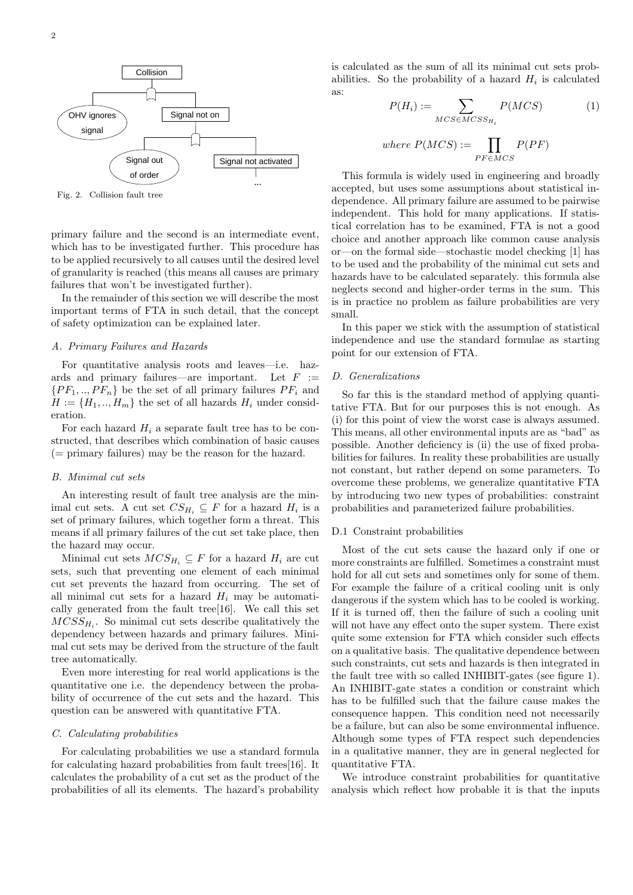Fig. 2. Collision fault tree

primary failure and the second is an intermediate event, which has to be investigated further. This procedure has to be applied recursively to all causes until the desired level of granularity is reached (this means all causes are primary failures that won't be investigated further).

In the remainder of this section we will describe the most important terms of FTA in such detail, that the concept of safety optimization can be explained later.

### A. Primary Failures and Hazards

For quantitative analysis roots and leaves—i.e. hazards and primary failures—are important. Let $F := \{PF_1, .., PF_n\}$ be the set of all primary failures $PF_i$ and $H := \{H_1, .., H_m\}$ the set of all hazards $H_i$ under consideration.

For each hazard $H_i$ a separate fault tree has to be constructed, that describes which combination of basic causes (= primary failures) may be the reason for the hazard.

### B. Minimal cut sets

An interesting result of fault tree analysis are the minimal cut sets. A cut set $CS_{H_i} \subseteq F$ for a hazard $H_i$ is a set of primary failures, which together form a threat. This means if all primary failures of the cut set take place, then the hazard may occur.

Minimal cut sets $MCS_{H_i} \subseteq F$ for a hazard $H_i$ are cut sets, such that preventing one element of each minimal cut set prevents the hazard from occurring. The set of all minimal cut sets for a hazard $H_i$ may be automatically generated from the fault tree[16]. We call this set $MCSS_{H_i}$. So minimal cut sets describe qualitatively the dependency between hazards and primary failures. Minimal cut sets may be derived from the structure of the fault tree automatically.

Even more interesting for real world applications is the quantitative one i.e. the dependency between the probability of occurrence of the cut sets and the hazard. This question can be answered with quantitative FTA.

### C. Calculating probabilities

For calculating probabilities we use a standard formula for calculating hazard probabilities from fault trees[16]. It calculates the probability of a cut set as the product of the probabilities of all its elements. The hazard's probability is calculated as the sum of all its minimal cut sets probabilities. So the probability of a hazard $H_i$ is calculated as:

$$P(H_i) := \sum_{MCS \in MCSS_{H_i}} P(MCS) \tag{1}$$

$$where\ P(MCS) := \prod_{PF \in MCS} P(PF)$$

This formula is widely used in engineering and broadly accepted, but uses some assumptions about statistical independence. All primary failure are assumed to be pairwise independent. This hold for many applications. If statistical correlation has to be examined, FTA is not a good choice and another approach like common cause analysis or—on the formal side—stochastic model checking [1] has to be used and the probability of the minimal cut sets and hazards have to be calculated separately. this formula alse neglects second and higher-order terms in the sum. This is in practice no problem as failure probabilities are very small.

In this paper we stick with the assumption of statistical independence and use the standard formulae as starting point for our extension of FTA.

### D. Generalizations

So far this is the standard method of applying quantitative FTA. But for our purposes this is not enough. As (i) for this point of view the worst case is always assumed. This means, all other environmental inputs are as "bad" as possible. Another deficiency is (ii) the use of fixed probabilities for failures. In reality these probabilities are usually not constant, but rather depend on some parameters. To overcome these problems, we generalize quantitative FTA by introducing two new types of probabilities: constraint probabilities and parameterized failure probabilities.

#### D.1 Constraint probabilities

Most of the cut sets cause the hazard only if one or more constraints are fulfilled. Sometimes a constraint must hold for all cut sets and sometimes only for some of them. For example the failure of a critical cooling unit is only dangerous if the system which has to be cooled is working. If it is turned off, then the failure of such a cooling unit will not have any effect onto the super system. There exist quite some extension for FTA which consider such effects on a qualitative basis. The qualitative dependence between such constraints, cut sets and hazards is then integrated in the fault tree with so called INHIBIT-gates (see figure 1). An INHIBIT-gate states a condition or constraint which has to be fulfilled such that the failure cause makes the consequence happen. This condition need not necessarily be a failure, but can also be some environmental influence. Although some types of FTA respect such dependencies in a qualitative manner, they are in general neglected for quantitative FTA.

We introduce constraint probabilities for quantitative analysis which reflect how probable it is that the inputs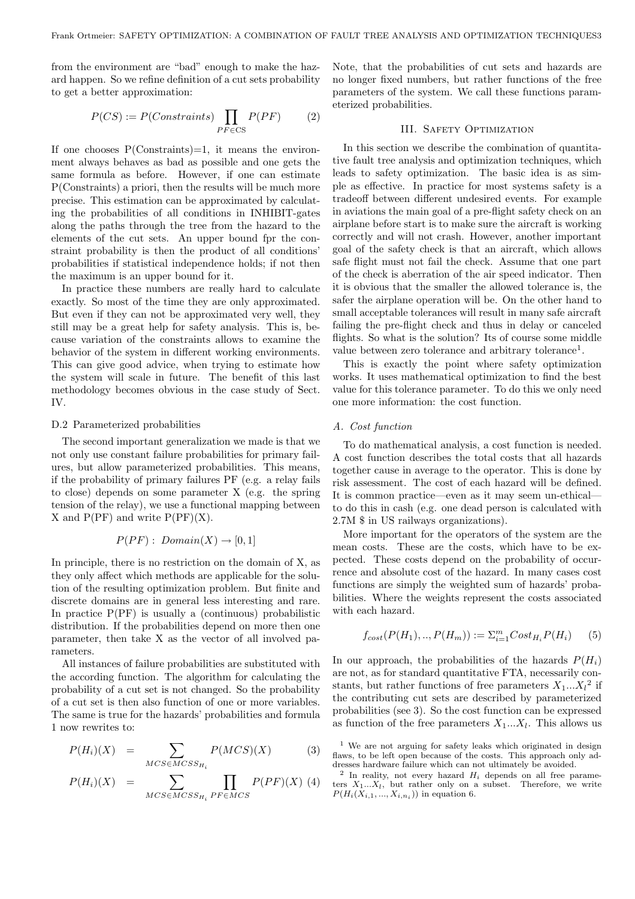from the environment are "bad" enough to make the hazard happen. So we refine definition of a cut sets probability to get a better approximation:

$$P(CS) := P(Constraints) \prod_{PF \in CS} P(PF) \qquad (2)$$

If one chooses P(Constraints)=1, it means the environment always behaves as bad as possible and one gets the same formula as before. However, if one can estimate P(Constraints) a priori, then the results will be much more precise. This estimation can be approximated by calculating the probabilities of all conditions in INHIBIT-gates along the paths through the tree from the hazard to the elements of the cut sets. An upper bound fpr the constraint probability is then the product of all conditions' probabilities if statistical independence holds; if not then the maximum is an upper bound for it.

In practice these numbers are really hard to calculate exactly. So most of the time they are only approximated. But even if they can not be approximated very well, they still may be a great help for safety analysis. This is, because variation of the constraints allows to examine the behavior of the system in different working environments. This can give good advice, when trying to estimate how the system will scale in future. The benefit of this last methodology becomes obvious in the case study of Sect. IV.

#### D.2 Parameterized probabilities

The second important generalization we made is that we not only use constant failure probabilities for primary failures, but allow parameterized probabilities. This means, if the probability of primary failures PF (e.g. a relay fails to close) depends on some parameter X (e.g. the spring tension of the relay), we use a functional mapping between X and P(PF) and write P(PF)(X).

$$P(PF): \; Domain(X) \rightarrow [0,1]$$

In principle, there is no restriction on the domain of X, as they only affect which methods are applicable for the solution of the resulting optimization problem. But finite and discrete domains are in general less interesting and rare. In practice P(PF) is usually a (continuous) probabilistic distribution. If the probabilities depend on more then one parameter, then take X as the vector of all involved parameters.

All instances of failure probabilities are substituted with the according function. The algorithm for calculating the probability of a cut set is not changed. So the probability of a cut set is then also function of one or more variables. The same is true for the hazards' probabilities and formula 1 now rewrites to:

$$P(H_i)(X) = \sum_{MCS \in MCSS_{H_i}} P(MCS)(X) \qquad (3)$$

$$P(H_i)(X) = \sum_{MCS \in MCSS_{H_i}} \prod_{PF \in MCS} P(PF)(X) \qquad (4)$$

Note, that the probabilities of cut sets and hazards are no longer fixed numbers, but rather functions of the free parameters of the system. We call these functions parameterized probabilities.

## III. Safety Optimization

In this section we describe the combination of quantitative fault tree analysis and optimization techniques, which leads to safety optimization. The basic idea is as simple as effective. In practice for most systems safety is a tradeoff between different undesired events. For example in aviations the main goal of a pre-flight safety check on an airplane before start is to make sure the aircraft is working correctly and will not crash. However, another important goal of the safety check is that an aircraft, which allows safe flight must not fail the check. Assume that one part of the check is aberration of the air speed indicator. Then it is obvious that the smaller the allowed tolerance is, the safer the airplane operation will be. On the other hand to small acceptable tolerances will result in many safe aircraft failing the pre-flight check and thus in delay or canceled flights. So what is the solution? Its of course some middle value between zero tolerance and arbitrary tolerance[1].

This is exactly the point where safety optimization works. It uses mathematical optimization to find the best value for this tolerance parameter. To do this we only need one more information: the cost function.

### A. Cost function

To do mathematical analysis, a cost function is needed. A cost function describes the total costs that all hazards together cause in average to the operator. This is done by risk assessment. The cost of each hazard will be defined. It is common practice—even as it may seem un-ethical—to do this in cash (e.g. one dead person is calculated with 2.7M $ in US railways organizations).

More important for the operators of the system are the mean costs. These are the costs, which have to be expected. These costs depend on the probability of occurrence and absolute cost of the hazard. In many cases cost functions are simply the weighted sum of hazards' probabilities. Where the weights represent the costs associated with each hazard.

$$f_{cost}(P(H_1),..,P(H_m)) := \Sigma_{i=1}^{m} Cost_{H_i} P(H_i) \qquad (5)$$

In our approach, the probabilities of the hazards $P(H_i)$ are not, as for standard quantitative FTA, necessarily constants, but rather functions of free parameters $X_1...X_l$[2] if the contributing cut sets are described by parameterized probabilities (see 3). So the cost function can be expressed as function of the free parameters $X_1...X_l$. This allows us

[1] We are not arguing for safety leaks which originated in design flaws, to be left open because of the costs. This approach only addresses hardware failure which can not ultimately be avoided.

[2] In reality, not every hazard $H_i$ depends on all free parameters $X_1...X_l$, but rather only on a subset. Therefore, we write $P(H_i(X_{i,1},...,X_{i,n_i}))$ in equation 6.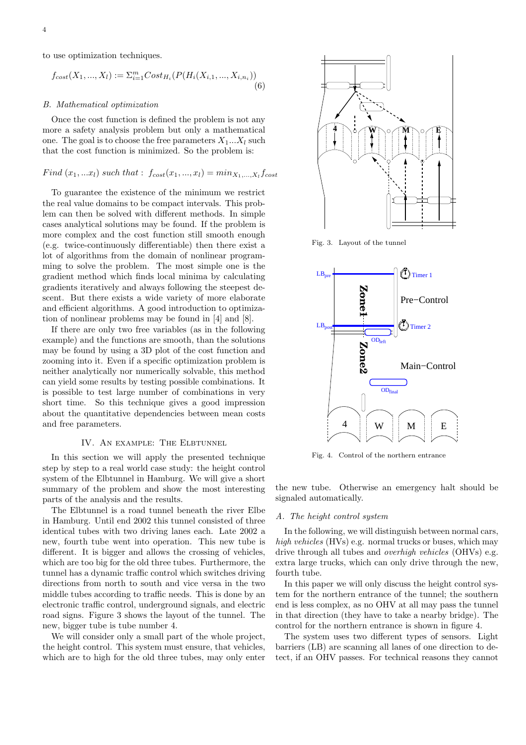to use optimization techniques.

$$f_{cost}(X_1, ..., X_l) := \Sigma_{i=1}^{m} Cost_{H_i}(P(H_i(X_{i,1}, ..., X_{i,n_i})) \quad (6)$$

### B. Mathematical optimization

Once the cost function is defined the problem is not any more a safety analysis problem but only a mathematical one. The goal is to choose the free parameters $X_1...X_l$ such that the cost function is minimized. So the problem is:

$$Find\ (x_1, ...x_l)\ such\ that:\ f_{cost}(x_1, ..., x_l) = min_{X_1,...,X_l} f_{cost}$$

To guarantee the existence of the minimum we restrict the real value domains to be compact intervals. This problem can then be solved with different methods. In simple cases analytical solutions may be found. If the problem is more complex and the cost function still smooth enough (e.g. twice-continuously differentiable) then there exist a lot of algorithms from the domain of nonlinear programming to solve the problem. The most simple one is the gradient method which finds local minima by calculating gradients iteratively and always following the steepest descent. But there exists a wide variety of more elaborate and efficient algorithms. A good introduction to optimization of nonlinear problems may be found in [4] and [8].

If there are only two free variables (as in the following example) and the functions are smooth, than the solutions may be found by using a 3D plot of the cost function and zooming into it. Even if a specific optimization problem is neither analytically nor numerically solvable, this method can yield some results by testing possible combinations. It is possible to test large number of combinations in very short time. So this technique gives a good impression about the quantitative dependencies between mean costs and free parameters.

## IV. An example: The Elbtunnel

In this section we will apply the presented technique step by step to a real world case study: the height control system of the Elbtunnel in Hamburg. We will give a short summary of the problem and show the most interesting parts of the analysis and the results.

The Elbtunnel is a road tunnel beneath the river Elbe in Hamburg. Until end 2002 this tunnel consisted of three identical tubes with two driving lanes each. Late 2002 a new, fourth tube went into operation. This new tube is different. It is bigger and allows the crossing of vehicles, which are too big for the old three tubes. Furthermore, the tunnel has a dynamic traffic control which switches driving directions from north to south and vice versa in the two middle tubes according to traffic needs. This is done by an electronic traffic control, underground signals, and electric road signs. Figure 3 shows the layout of the tunnel. The new, bigger tube is tube number 4.

We will consider only a small part of the whole project, the height control. This system must ensure, that vehicles, which are to high for the old three tubes, may only enter the new tube. Otherwise an emergency halt should be signaled automatically.

Fig. 3. Layout of the tunnel

Fig. 4. Control of the northern entrance

### A. The height control system

In the following, we will distinguish between normal cars, *high vehicles* (HVs) e.g. normal trucks or buses, which may drive through all tubes and *overhigh vehicles* (OHVs) e.g. extra large trucks, which can only drive through the new, fourth tube.

In this paper we will only discuss the height control system for the northern entrance of the tunnel; the southern end is less complex, as no OHV at all may pass the tunnel in that direction (they have to take a nearby bridge). The control for the northern entrance is shown in figure 4.

The system uses two different types of sensors. Light barriers (LB) are scanning all lanes of one direction to detect, if an OHV passes. For technical reasons they cannot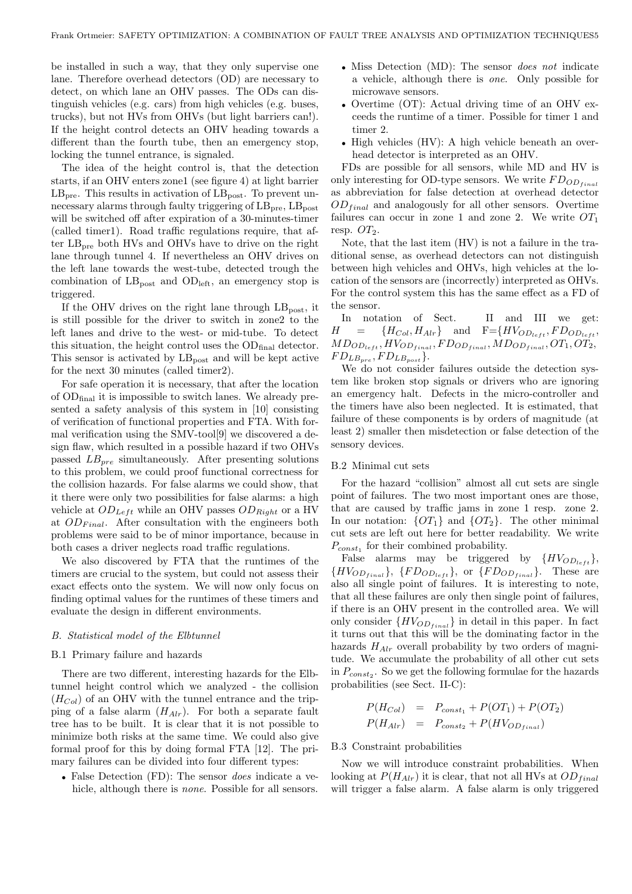be installed in such a way, that they only supervise one lane. Therefore overhead detectors (OD) are necessary to detect, on which lane an OHV passes. The ODs can distinguish vehicles (e.g. cars) from high vehicles (e.g. buses, trucks), but not HVs from OHVs (but light barriers can!). If the height control detects an OHV heading towards a different than the fourth tube, then an emergency stop, locking the tunnel entrance, is signaled.

The idea of the height control is, that the detection starts, if an OHV enters zone1 (see figure 4) at light barrier $LB_{pre}$. This results in activation of $LB_{post}$. To prevent unnecessary alarms through faulty triggering of $LB_{pre}$, $LB_{post}$ will be switched off after expiration of a 30-minutes-timer (called timer1). Road traffic regulations require, that after $LB_{pre}$ both HVs and OHVs have to drive on the right lane through tunnel 4. If nevertheless an OHV drives on the left lane towards the west-tube, detected trough the combination of $LB_{post}$ and $OD_{left}$, an emergency stop is triggered.

If the OHV drives on the right lane through $LB_{post}$, it is still possible for the driver to switch in zone2 to the left lanes and drive to the west- or mid-tube. To detect this situation, the height control uses the $OD_{final}$ detector. This sensor is activated by $LB_{post}$ and will be kept active for the next 30 minutes (called timer2).

For safe operation it is necessary, that after the location of $OD_{final}$ it is impossible to switch lanes. We already presented a safety analysis of this system in [10] consisting of verification of functional properties and FTA. With formal verification using the SMV-tool[9] we discovered a design flaw, which resulted in a possible hazard if two OHVs passed $LB_{pre}$ simultaneously. After presenting solutions to this problem, we could proof functional correctness for the collision hazards. For false alarms we could show, that it there were only two possibilities for false alarms: a high vehicle at $OD_{Left}$ while an OHV passes $OD_{Right}$ or a HV at $OD_{Final}$. After consultation with the engineers both problems were said to be of minor importance, because in both cases a driver neglects road traffic regulations.

We also discovered by FTA that the runtimes of the timers are crucial to the system, but could not assess their exact effects onto the system. We will now only focus on finding optimal values for the runtimes of these timers and evaluate the design in different environments.

### B. Statistical model of the Elbtunnel

#### B.1 Primary failure and hazards

There are two different, interesting hazards for the Elbtunnel height control which we analyzed - the collision ($H_{Col}$) of an OHV with the tunnel entrance and the tripping of a false alarm ($H_{Alr}$). For both a separate fault tree has to be built. It is clear that it is not possible to minimize both risks at the same time. We could also give formal proof for this by doing formal FTA [12]. The primary failures can be divided into four different types:

- False Detection (FD): The sensor *does* indicate a vehicle, although there is *none*. Possible for all sensors.
- Miss Detection (MD): The sensor *does not* indicate a vehicle, although there is *one*. Only possible for microwave sensors.
- Overtime (OT): Actual driving time of an OHV exceeds the runtime of a timer. Possible for timer 1 and timer 2.
- High vehicles (HV): A high vehicle beneath an overhead detector is interpreted as an OHV.

FDs are possible for all sensors, while MD and HV is only interesting for OD-type sensors. We write $FD_{OD_{final}}$ as abbreviation for false detection at overhead detector $OD_{final}$ and analogously for all other sensors. Overtime failures can occur in zone 1 and zone 2. We write $OT_1$ resp. $OT_2$.

Note, that the last item (HV) is not a failure in the traditional sense, as overhead detectors can not distinguish between high vehicles and OHVs, high vehicles at the location of the sensors are (incorrectly) interpreted as OHVs. For the control system this has the same effect as a FD of the sensor.

In notation of Sect. II and III we get: $H = \{H_{Col}, H_{Alr}\}$ and $F=\{HV_{OD_{left}}, FD_{OD_{left}}, MD_{OD_{left}}, HV_{OD_{final}}, FD_{OD_{final}}, MD_{OD_{final}}, OT_1, OT_2, FD_{LB_{pre}}, FD_{LB_{post}}\}$.

We do not consider failures outside the detection system like broken stop signals or drivers who are ignoring an emergency halt. Defects in the micro-controller and the timers have also been neglected. It is estimated, that failure of these components is by orders of magnitude (at least 2) smaller then misdetection or false detection of the sensory devices.

#### B.2 Minimal cut sets

For the hazard "collision" almost all cut sets are single point of failures. The two most important ones are those, that are caused by traffic jams in zone 1 resp. zone 2. In our notation: $\{OT_1\}$ and $\{OT_2\}$. The other minimal cut sets are left out here for better readability. We write $P_{const_1}$ for their combined probability.

False alarms may be triggered by $\{HV_{OD_{left}}\}$, $\{HV_{OD_{final}}\}$, $\{FD_{OD_{left}}\}$, or $\{FD_{OD_{final}}\}$. These are also all single point of failures. It is interesting to note, that all these failures are only then single point of failures, if there is an OHV present in the controlled area. We will only consider $\{HV_{OD_{final}}\}$ in detail in this paper. In fact it turns out that this will be the dominating factor in the hazards $H_{Alr}$ overall probability by two orders of magnitude. We accumulate the probability of all other cut sets in $P_{const_2}$. So we get the following formulae for the hazards probabilities (see Sect. II-C):

$$
\begin{aligned}
P(H_{Col}) &= P_{const_1} + P(OT_1) + P(OT_2) \\
P(H_{Alr}) &= P_{const_2} + P(HV_{OD_{final}})
\end{aligned}
$$

#### B.3 Constraint probabilities

Now we will introduce constraint probabilities. When looking at $P(H_{Alr})$ it is clear, that not all HVs at $OD_{final}$ will trigger a false alarm. A false alarm is only triggered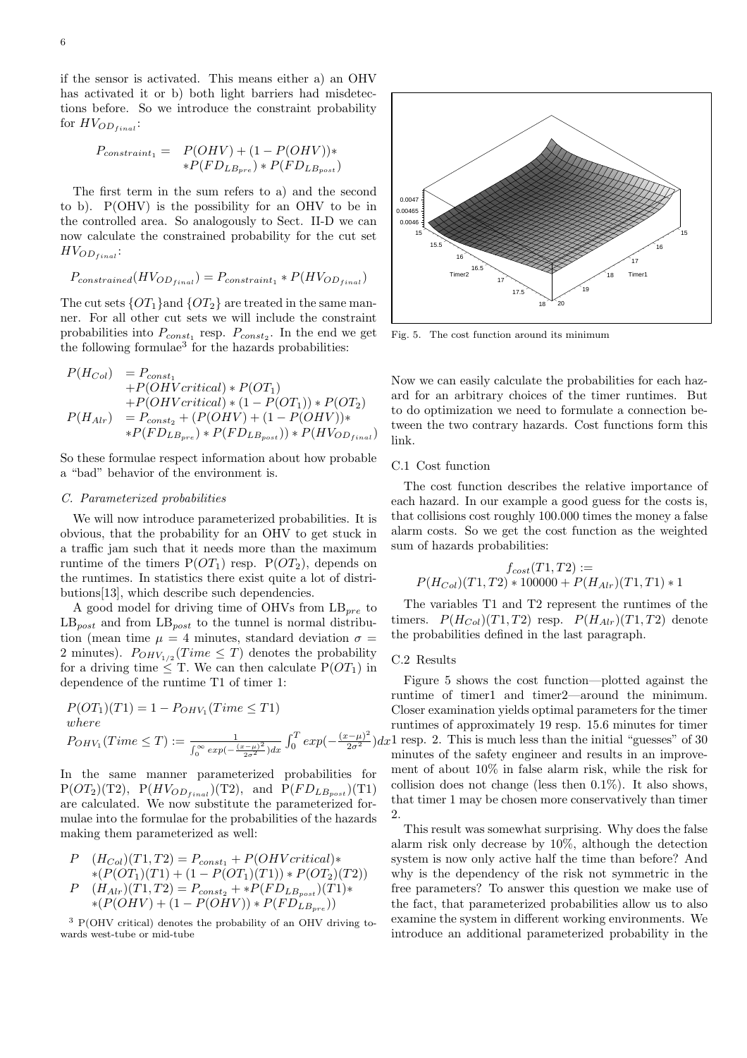if the sensor is activated. This means either a) an OHV has activated it or b) both light barriers had misdetections before. So we introduce the constraint probability for $HV_{OD_{final}}$:

$$P_{constraint_1} = P(OHV) + (1 - P(OHV)) * \\ * P(FD_{LB_{pre}}) * P(FD_{LB_{post}})$$

The first term in the sum refers to a) and the second to b). P(OHV) is the possibility for an OHV to be in the controlled area. So analogously to Sect. II-D we can now calculate the constrained probability for the cut set $HV_{OD_{final}}$:

$$P_{constrained}(HV_{OD_{final}}) = P_{constraint_1} * P(HV_{OD_{final}})$$

The cut sets $\{OT_1\}$and $\{OT_2\}$ are treated in the same manner. For all other cut sets we will include the constraint probabilities into $P_{const_1}$ resp. $P_{const_2}$. In the end we get the following formulae[3] for the hazards probabilities:

$$\begin{aligned} P(H_{Col}) &= P_{const_1} \\ &+ P(OHVcritical) * P(OT_1) \\ &+ P(OHVcritical) * (1 - P(OT_1)) * P(OT_2) \\ P(H_{Alr}) &= P_{const_2} + (P(OHV) + (1 - P(OHV)) * \\ &* P(FD_{LB_{pre}}) * P(FD_{LB_{post}})) * P(HV_{OD_{final}}) \end{aligned}$$

So these formulae respect information about how probable a "bad" behavior of the environment is.

### C. Parameterized probabilities

We will now introduce parameterized probabilities. It is obvious, that the probability for an OHV to get stuck in a traffic jam such that it needs more than the maximum runtime of the timers P($OT_1$) resp. P($OT_2$), depends on the runtimes. In statistics there exist quite a lot of distributions[13], which describe such dependencies.

A good model for driving time of OHVs from LB$_{pre}$ to LB$_{post}$ and from LB$_{post}$ to the tunnel is normal distribution (mean time $\mu = 4$ minutes, standard deviation $\sigma = 2$ minutes). $P_{OHV_{1/2}}(Time \leq T)$ denotes the probability for a driving time $\leq$ T. We can then calculate P($OT_1$) in dependence of the runtime T1 of timer 1:

$$P(OT_1)(T1) = 1 - P_{OHV_1}(Time \leq T1)$$
*where*
$$P_{OHV_1}(Time \leq T) := \frac{1}{\int_0^\infty exp(-\frac{(x-\mu)^2}{2\sigma^2})dx} \int_0^T exp(-\frac{(x-\mu)^2}{2\sigma^2})dx$$

In the same manner parameterized probabilities for P($OT_2$)(T2), P($HV_{OD_{final}}$)(T2), and P($FD_{LB_{post}}$)(T1) are calculated. We now substitute the parameterized formulae into the formulae for the probabilities of the hazards making them parameterized as well:

$$\begin{aligned} P \quad &(H_{Col})(T1, T2) = P_{const_1} + P(OHVcritical) * \\ &* (P(OT_1)(T1) + (1 - P(OT_1)(T1)) * P(OT_2)(T2)) \\ P \quad &(H_{Alr})(T1, T2) = P_{const_2} + * P(FD_{LB_{post}})(T1) * \\ &* (P(OHV) + (1 - P(OHV)) * P(FD_{LB_{pre}})) \end{aligned}$$

[3] P(OHV critical) denotes the probability of an OHV driving towards west-tube or mid-tube

Fig. 5. The cost function around its minimum

Now we can easily calculate the probabilities for each hazard for an arbitrary choices of the timer runtimes. But to do optimization we need to formulate a connection between the two contrary hazards. Cost functions form this link.

#### C.1 Cost function

The cost function describes the relative importance of each hazard. In our example a good guess for the costs is, that collisions cost roughly 100.000 times the money a false alarm costs. So we get the cost function as the weighted sum of hazards probabilities:

$$f_{cost}(T1, T2) := \\ P(H_{Col})(T1, T2) * 100000 + P(H_{Alr})(T1, T1) * 1$$

The variables T1 and T2 represent the runtimes of the timers. $P(H_{Col})(T1, T2)$ resp. $P(H_{Alr})(T1, T2)$ denote the probabilities defined in the last paragraph.

#### C.2 Results

Figure 5 shows the cost function—plotted against the runtime of timer1 and timer2—around the minimum. Closer examination yields optimal parameters for the timer runtimes of approximately 19 resp. 15.6 minutes for timer 1 resp. 2. This is much less than the initial "guesses" of 30 minutes of the safety engineer and results in an improvement of about 10% in false alarm risk, while the risk for collision does not change (less then 0.1%). It also shows, that timer 1 may be chosen more conservatively than timer 2.

This result was somewhat surprising. Why does the false alarm risk only decrease by 10%, although the detection system is now only active half the time than before? And why is the dependency of the risk not symmetric in the free parameters? To answer this question we make use of the fact, that parameterized probabilities allow us to also examine the system in different working environments. We introduce an additional parameterized probability in the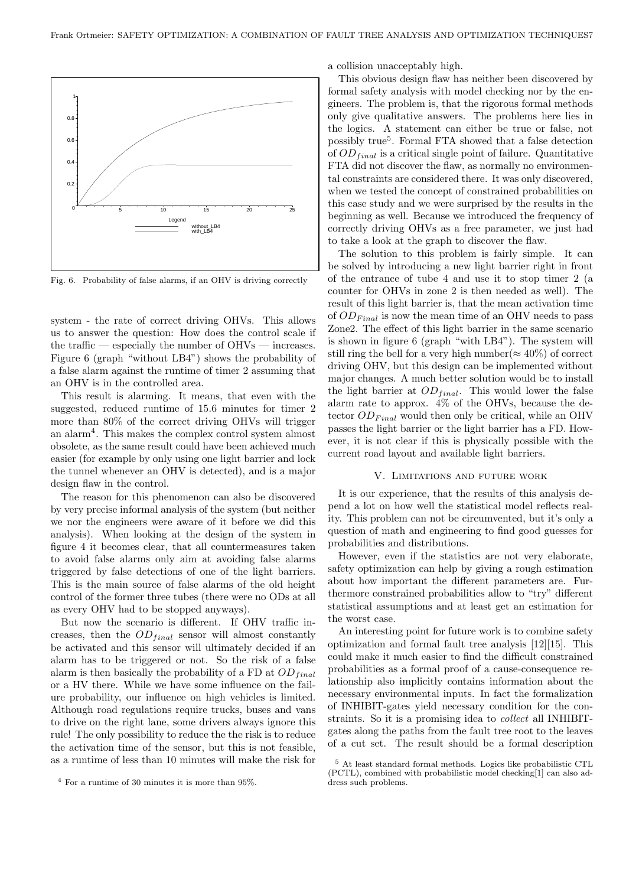Fig. 6. Probability of false alarms, if an OHV is driving correctly

system - the rate of correct driving OHVs. This allows us to answer the question: How does the control scale if the traffic — especially the number of OHVs — increases. Figure 6 (graph "without LB4") shows the probability of a false alarm against the runtime of timer 2 assuming that an OHV is in the controlled area.

This result is alarming. It means, that even with the suggested, reduced runtime of 15.6 minutes for timer 2 more than 80% of the correct driving OHVs will trigger an alarm[4]. This makes the complex control system almost obsolete, as the same result could have been achieved much easier (for example by only using one light barrier and lock the tunnel whenever an OHV is detected), and is a major design flaw in the control.

The reason for this phenomenon can also be discovered by very precise informal analysis of the system (but neither we nor the engineers were aware of it before we did this analysis). When looking at the design of the system in figure 4 it becomes clear, that all countermeasures taken to avoid false alarms only aim at avoiding false alarms triggered by false detections of one of the light barriers. This is the main source of false alarms of the old height control of the former three tubes (there were no ODs at all as every OHV had to be stopped anyways).

But now the scenario is different. If OHV traffic increases, then the $OD_{final}$ sensor will almost constantly be activated and this sensor will ultimately decided if an alarm has to be triggered or not. So the risk of a false alarm is then basically the probability of a FD at $OD_{final}$ or a HV there. While we have some influence on the failure probability, our influence on high vehicles is limited. Although road regulations require trucks, buses and vans to drive on the right lane, some drivers always ignore this rule! The only possibility to reduce the the risk is to reduce the activation time of the sensor, but this is not feasible, as a runtime of less than 10 minutes will make the risk for a collision unacceptably high.

This obvious design flaw has neither been discovered by formal safety analysis with model checking nor by the engineers. The problem is, that the rigorous formal methods only give qualitative answers. The problems here lies in the logics. A statement can either be true or false, not possibly true[5]. Formal FTA showed that a false detection of $OD_{final}$ is a critical single point of failure. Quantitative FTA did not discover the flaw, as normally no environmental constraints are considered there. It was only discovered, when we tested the concept of constrained probabilities on this case study and we were surprised by the results in the beginning as well. Because we introduced the frequency of correctly driving OHVs as a free parameter, we just had to take a look at the graph to discover the flaw.

The solution to this problem is fairly simple. It can be solved by introducing a new light barrier right in front of the entrance of tube 4 and use it to stop timer 2 (a counter for OHVs in zone 2 is then needed as well). The result of this light barrier is, that the mean activation time of $OD_{Final}$ is now the mean time of an OHV needs to pass Zone2. The effect of this light barrier in the same scenario is shown in figure 6 (graph "with LB4"). The system will still ring the bell for a very high number($\approx 40\%$) of correct driving OHV, but this design can be implemented without major changes. A much better solution would be to install the light barrier at $OD_{final}$. This would lower the false alarm rate to approx. 4% of the OHVs, because the detector $OD_{Final}$ would then only be critical, while an OHV passes the light barrier or the light barrier has a FD. However, it is not clear if this is physically possible with the current road layout and available light barriers.

## V. Limitations and future work

It is our experience, that the results of this analysis depend a lot on how well the statistical model reflects reality. This problem can not be circumvented, but it's only a question of math and engineering to find good guesses for probabilities and distributions.

However, even if the statistics are not very elaborate, safety optimization can help by giving a rough estimation about how important the different parameters are. Furthermore constrained probabilities allow to "try" different statistical assumptions and at least get an estimation for the worst case.

An interesting point for future work is to combine safety optimization and formal fault tree analysis [12][15]. This could make it much easier to find the difficult constrained probabilities as a formal proof of a cause-consequence relationship also implicitly contains information about the necessary environmental inputs. In fact the formalization of INHIBIT-gates yield necessary condition for the constraints. So it is a promising idea to *collect* all INHIBIT-gates along the paths from the fault tree root to the leaves of a cut set. The result should be a formal description

[4] For a runtime of 30 minutes it is more than 95%.

[5] At least standard formal methods. Logics like probabilistic CTL (PCTL), combined with probabilistic model checking[1] can also address such problems.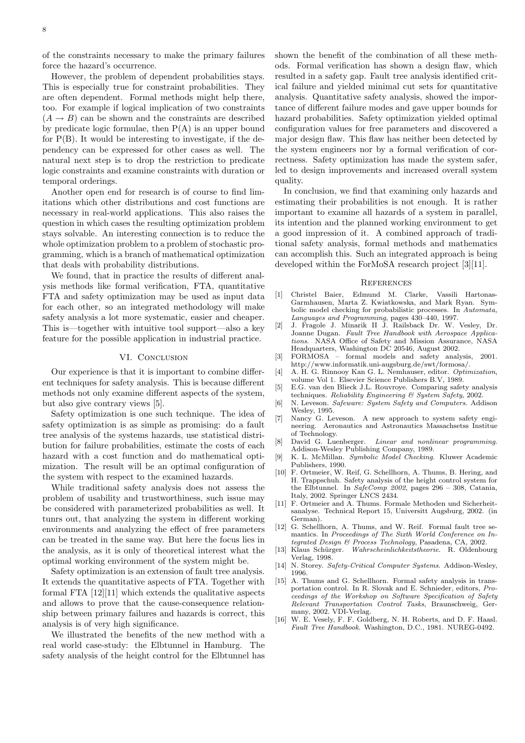of the constraints necessary to make the primary failures force the hazard's occurrence.

However, the problem of dependent probabilities stays. This is especially true for constraint probabilities. They are often dependent. Formal methods might help there, too. For example if logical implication of two constraints $(A \to B)$ can be shown and the constraints are described by predicate logic formulae, then P(A) is an upper bound for P(B). It would be interesting to investigate, if the dependency can be expressed for other cases as well. The natural next step is to drop the restriction to predicate logic constraints and examine constraints with duration or temporal orderings.

Another open end for research is of course to find limitations which other distributions and cost functions are necessary in real-world applications. This also raises the question in which cases the resulting optimization problem stays solvable. An interesting connection is to reduce the whole optimization problem to a problem of stochastic programming, which is a branch of mathematical optimization that deals with probability distributions.

We found, that in practice the results of different analysis methods like formal verification, FTA, quantitative FTA and safety optimization may be used as input data for each other, so an integrated methodology will make safety analysis a lot more systematic, easier and cheaper. This is—together with intuitive tool support—also a key feature for the possible application in industrial practice.

## VI. Conclusion

Our experience is that it is important to combine different techniques for safety analysis. This is because different methods not only examine different aspects of the system, but also give contrary views [5].

Safety optimization is one such technique. The idea of safety optimization is as simple as promising: do a fault tree analysis of the systems hazards, use statistical distribution for failure probabilities, estimate the costs of each hazard with a cost function and do mathematical optimization. The result will be an optimal configuration of the system with respect to the examined hazards.

While traditional safety analysis does not assess the problem of usability and trustworthiness, such issue may be considered with parameterized probabilities as well. It tunrs out, that analyzing the system in different working environments and analyzing the effect of free parameters can be treated in the same way. But here the focus lies in the analysis, as it is only of theoretical interest what the optimal working environment of the system might be.

Safety optimization is an extension of fault tree analysis. It extends the quantitative aspects of FTA. Together with formal FTA [12][11] which extends the qualitative aspects and allows to prove that the cause-consequence relationship between primary failures and hazards is correct, this analysis is of very high significance.

We illustrated the benefits of the new method with a real world case-study: the Elbtunnel in Hamburg. The safety analysis of the height control for the Elbtunnel has shown the benefit of the combination of all these methods. Formal verification has shown a design flaw, which resulted in a safety gap. Fault tree analysis identified critical failure and yielded minimal cut sets for quantitative analysis. Quantitative safety analysis, showed the importance of different failure modes and gave upper bounds for hazard probabilities. Safety optimization yielded optimal configuration values for free parameters and discovered a major design flaw. This flaw has neither been detected by the system engineers nor by a formal verification of correctness. Safety optimization has made the system safer, led to design improvements and increased overall system quality.

In conclusion, we find that examining only hazards and estimating their probabilities is not enough. It is rather important to examine all hazards of a system in parallel, its intention and the planned working environment to get a good impression of it. A combined approach of traditional safety analysis, formal methods and mathematics can accomplish this. Such an integrated approach is being developed within the ForMoSA research project [3][11].

## References

[1] Christel Baier, Edmund M. Clarke, Vassili Hartonas-Garmhausen, Marta Z. Kwiatkowska, and Mark Ryan. Symbolic model checking for probabilistic processes. In *Automata, Languages and Programming*, pages 430–440, 1997.

[2] J. Fragole J. Minarik II J. Railsback Dr. W. Vesley, Dr. Joanne Dugan. *Fault Tree Handbook with Aerospace Applications*. NASA Office of Safety and Mission Assurance, NASA Headquarters, Washington DC 20546, August 2002.

[3] FORMOSA – formal models and safety analysis, 2001. http://www.informatik.uni-augsburg.de/swt/formosa/.

[4] A. H. G. Rinnooy Kan G. L. Nemhauser, editor. *Optimization*, volume Vol 1. Elsevier Science Publishers B.V, 1989.

[5] E.G. van den Blieck J.L. Rouvroye. Comparing safety analysis techniques. *Reliability Engineering & System Safety*, 2002.

[6] N. Leveson. *Safeware: System Safety and Computers*. Addison Wesley, 1995.

[7] Nancy G. Leveson. A new approach to system safety engineering. Aeronautics and Astronautics Massachsetss Institue of Technology.

[8] David G. Luenberger. *Linear and nonlinear programming*. Addison-Wesley Publishing Company, 1989.

[9] K. L. McMillan. *Symbolic Model Checking*. Kluwer Academic Publishers, 1990.

[10] F. Ortmeier, W. Reif, G. Schellhorn, A. Thums, B. Hering, and H. Trappschuh. Safety analysis of the height control system for the Elbtunnel. In *SafeComp 2002*, pages 296 – 308, Catania, Italy, 2002. Springer LNCS 2434.

[11] F. Ortmeier and A. Thums. Formale Methoden und Sicherheitsanalyse. Technical Report 15, Universitt Augsburg, 2002. (in German).

[12] G. Schellhorn, A. Thums, and W. Reif. Formal fault tree semantics. In *Proceedings of The Sixth World Conference on Integrated Design & Process Technology*, Pasadena, CA, 2002.

[13] Klaus Schürger. *Wahrscheinlichkeitstheorie*. R. Oldenbourg Verlag, 1998.

[14] N. Storey. *Safety-Critical Computer Systems*. Addison-Wesley, 1996.

[15] A. Thums and G. Schellhorn. Formal safety analysis in transportation control. In R. Slovak and E. Schnieder, editors, *Proceedings of the Workshop on Software Specification of Safety Relevant Transportation Control Tasks*, Braunschweig, Germany, 2002. VDI-Verlag.

[16] W. E. Vesely, F. F. Goldberg, N. H. Roberts, and D. F. Haasl. *Fault Tree Handbook*. Washington, D.C., 1981. NUREG-0492.